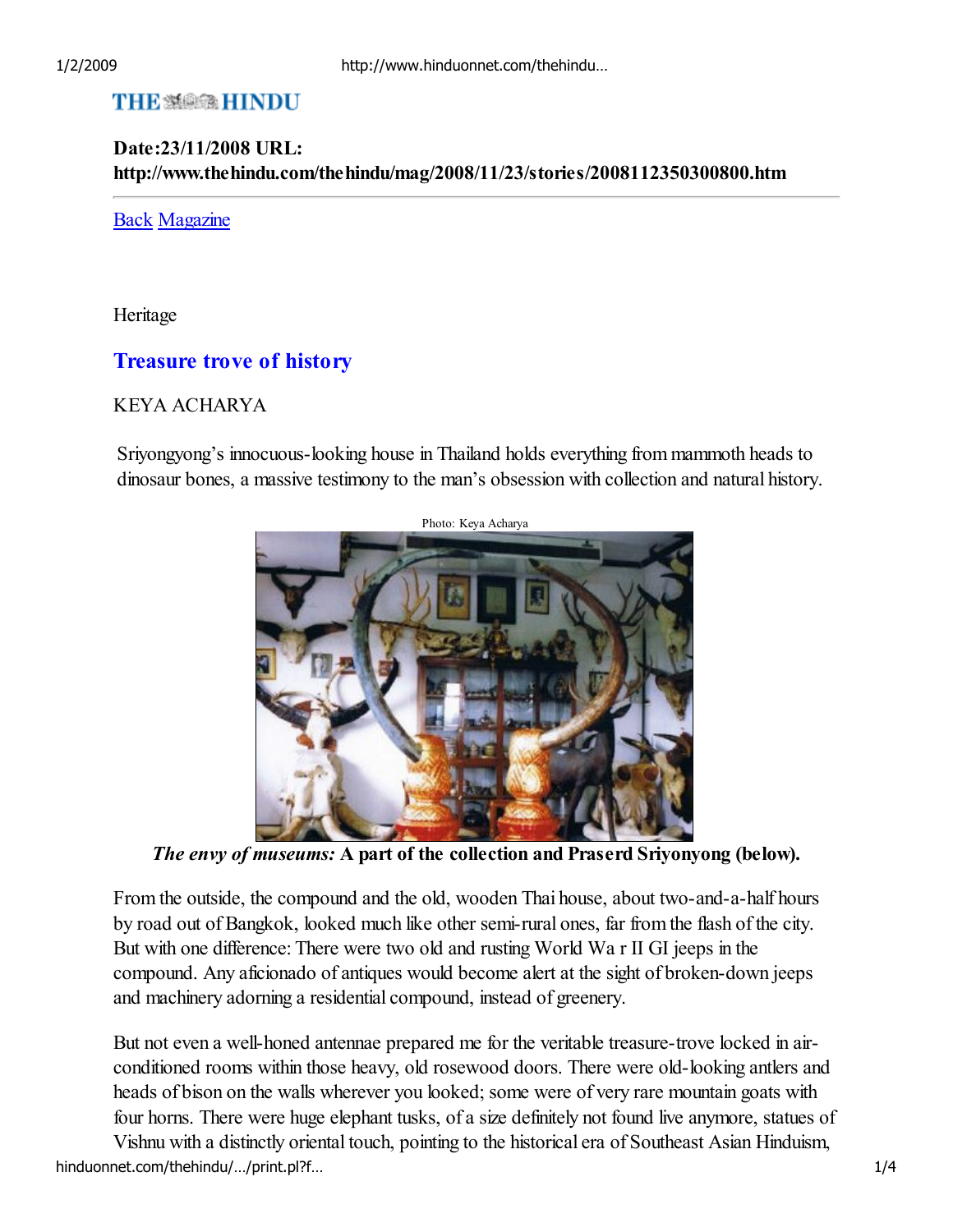**Date:23/11/2008 URL: http://www.thehindu.com/thehindu/mag/2008/11/23/stories/2008112350300800.htm**

---

[Back](#) [Magazine](#)

Heritage

## Treasure trove of history

KEYA ACHARYA

Sriyongyong's innocuous-looking house in Thailand holds everything from mammoth heads to dinosaur bones, a massive testimony to the man's obsession with collection and natural history.

Photo: Keya Acharya

***The envy of museums:*** **A part of the collection and Praserd Sriyonyong (below).**

From the outside, the compound and the old, wooden Thai house, about two-and-a-half hours by road out of Bangkok, looked much like other semi-rural ones, far from the flash of the city. But with one difference: There were two old and rusting World War II GI jeeps in the compound. Any aficionado of antiques would become alert at the sight of broken-down jeeps and machinery adorning a residential compound, instead of greenery.

But not even a well-honed antennae prepared me for the veritable treasure-trove locked in air-conditioned rooms within those heavy, old rosewood doors. There were old-looking antlers and heads of bison on the walls wherever you looked; some were of very rare mountain goats with four horns. There were huge elephant tusks, of a size definitely not found live anymore, statues of Vishnu with a distinctly oriental touch, pointing to the historical era of Southeast Asian Hinduism,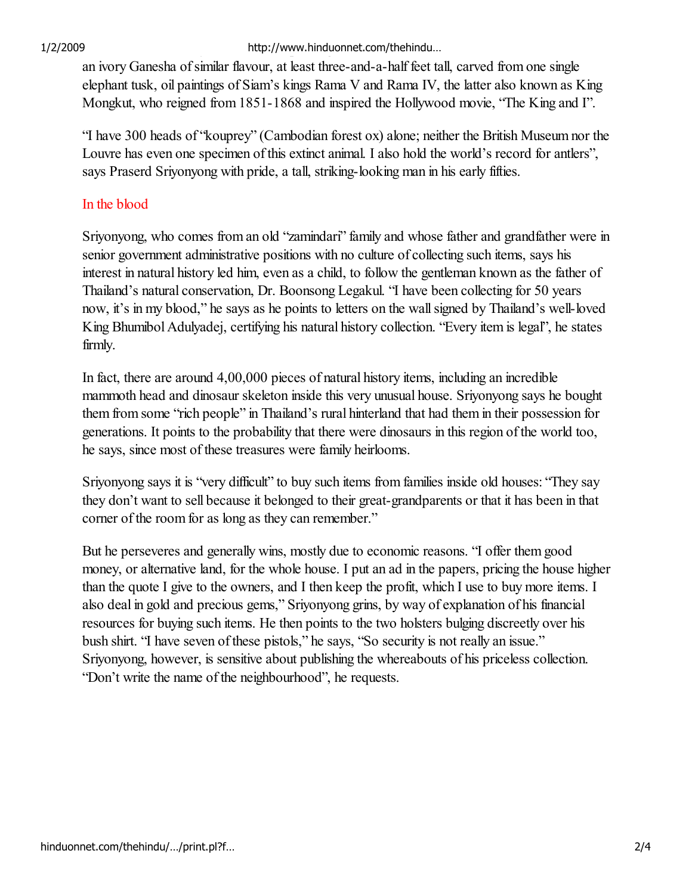an ivory Ganesha of similar flavour, at least three-and-a-half feet tall, carved from one single elephant tusk, oil paintings of Siam's kings Rama V and Rama IV, the latter also known as King Mongkut, who reigned from 1851-1868 and inspired the Hollywood movie, "The King and I".

"I have 300 heads of "kouprey" (Cambodian forest ox) alone; neither the British Museum nor the Louvre has even one specimen of this extinct animal. I also hold the world's record for antlers", says Praserd Sriyonyong with pride, a tall, striking-looking man in his early fifties.

## In the blood

Sriyonyong, who comes from an old "zamindari" family and whose father and grandfather were in senior government administrative positions with no culture of collecting such items, says his interest in natural history led him, even as a child, to follow the gentleman known as the father of Thailand's natural conservation, Dr. Boonsong Legakul. "I have been collecting for 50 years now, it's in my blood," he says as he points to letters on the wall signed by Thailand's well-loved King Bhumibol Adulyadej, certifying his natural history collection. "Every item is legal", he states firmly.

In fact, there are around 4,00,000 pieces of natural history items, including an incredible mammoth head and dinosaur skeleton inside this very unusual house. Sriyonyong says he bought them from some "rich people" in Thailand's rural hinterland that had them in their possession for generations. It points to the probability that there were dinosaurs in this region of the world too, he says, since most of these treasures were family heirlooms.

Sriyonyong says it is "very difficult" to buy such items from families inside old houses: "They say they don't want to sell because it belonged to their great-grandparents or that it has been in that corner of the room for as long as they can remember."

But he perseveres and generally wins, mostly due to economic reasons. "I offer them good money, or alternative land, for the whole house. I put an ad in the papers, pricing the house higher than the quote I give to the owners, and I then keep the profit, which I use to buy more items. I also deal in gold and precious gems," Sriyonyong grins, by way of explanation of his financial resources for buying such items. He then points to the two holsters bulging discreetly over his bush shirt. "I have seven of these pistols," he says, "So security is not really an issue." Sriyonyong, however, is sensitive about publishing the whereabouts of his priceless collection. "Don't write the name of the neighbourhood", he requests.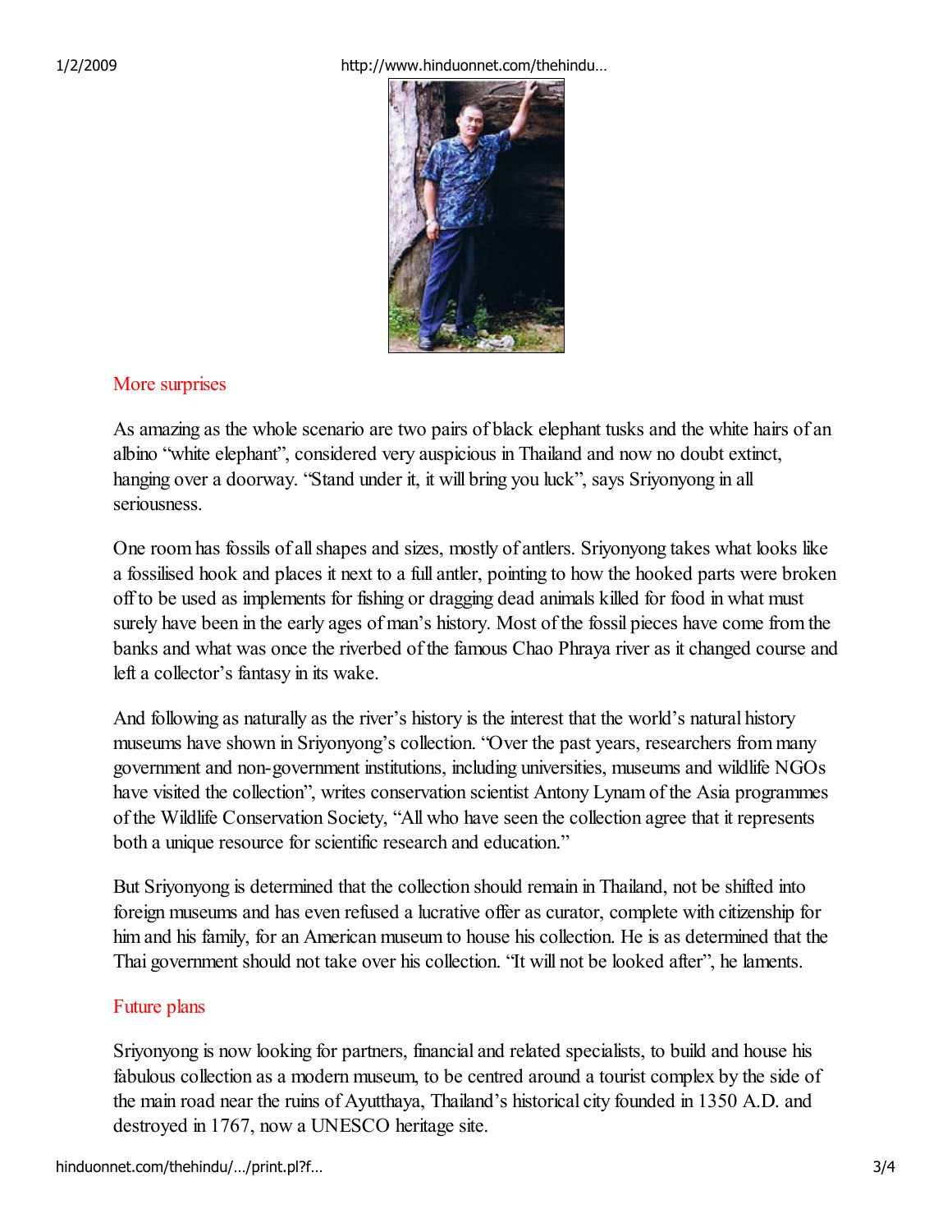## More surprises

As amazing as the whole scenario are two pairs of black elephant tusks and the white hairs of an albino "white elephant", considered very auspicious in Thailand and now no doubt extinct, hanging over a doorway. "Stand under it, it will bring you luck", says Sriyonyong in all seriousness.

One room has fossils of all shapes and sizes, mostly of antlers. Sriyonyong takes what looks like a fossilised hook and places it next to a full antler, pointing to how the hooked parts were broken off to be used as implements for fishing or dragging dead animals killed for food in what must surely have been in the early ages of man's history. Most of the fossil pieces have come from the banks and what was once the riverbed of the famous Chao Phraya river as it changed course and left a collector's fantasy in its wake.

And following as naturally as the river's history is the interest that the world's natural history museums have shown in Sriyonyong's collection. "Over the past years, researchers from many government and non-government institutions, including universities, museums and wildlife NGOs have visited the collection", writes conservation scientist Antony Lynam of the Asia programmes of the Wildlife Conservation Society, "All who have seen the collection agree that it represents both a unique resource for scientific research and education."

But Sriyonyong is determined that the collection should remain in Thailand, not be shifted into foreign museums and has even refused a lucrative offer as curator, complete with citizenship for him and his family, for an American museum to house his collection. He is as determined that the Thai government should not take over his collection. "It will not be looked after", he laments.

## Future plans

Sriyonyong is now looking for partners, financial and related specialists, to build and house his fabulous collection as a modern museum, to be centred around a tourist complex by the side of the main road near the ruins of Ayutthaya, Thailand's historical city founded in 1350 A.D. and destroyed in 1767, now a UNESCO heritage site.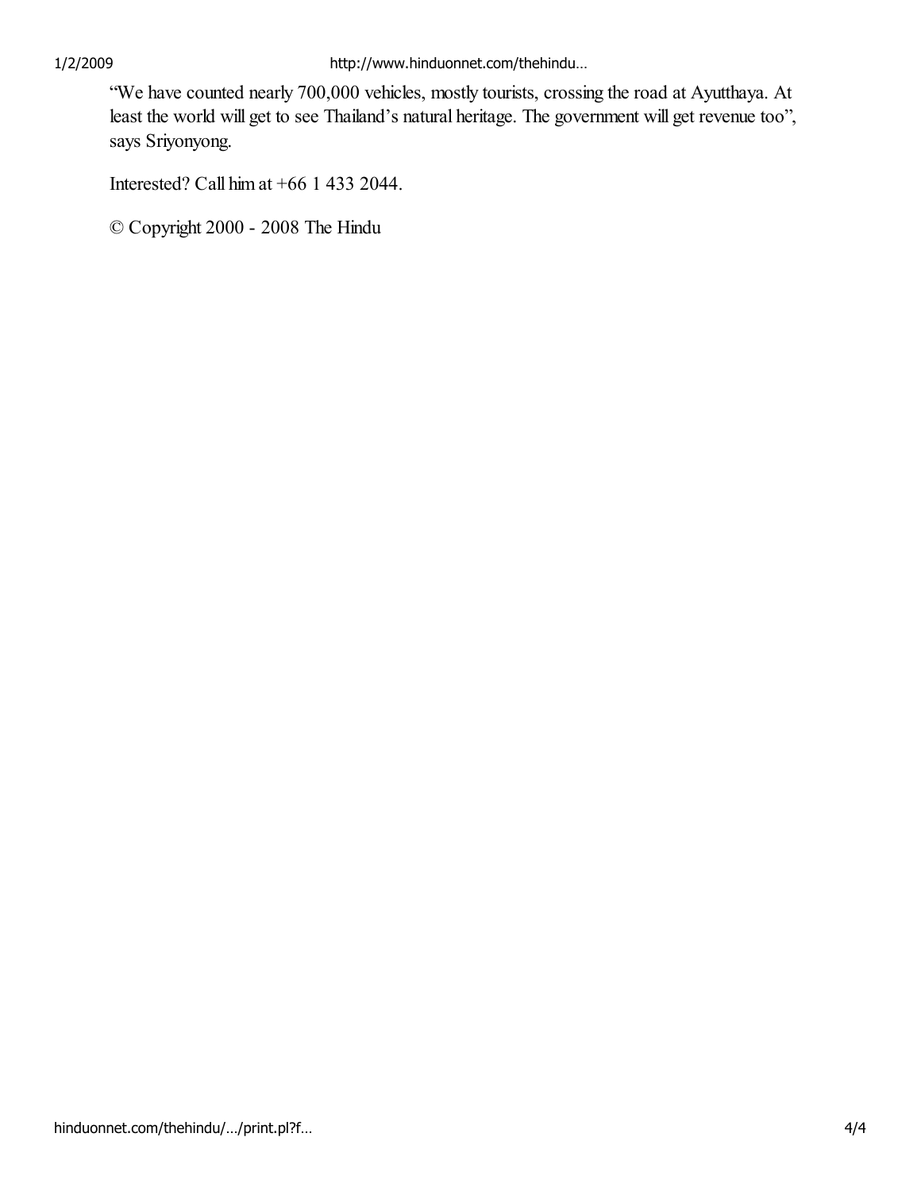"We have counted nearly 700,000 vehicles, mostly tourists, crossing the road at Ayutthaya. At least the world will get to see Thailand's natural heritage. The government will get revenue too", says Sriyonyong.

Interested? Call him at +66 1 433 2044.

© Copyright 2000 - 2008 The Hindu